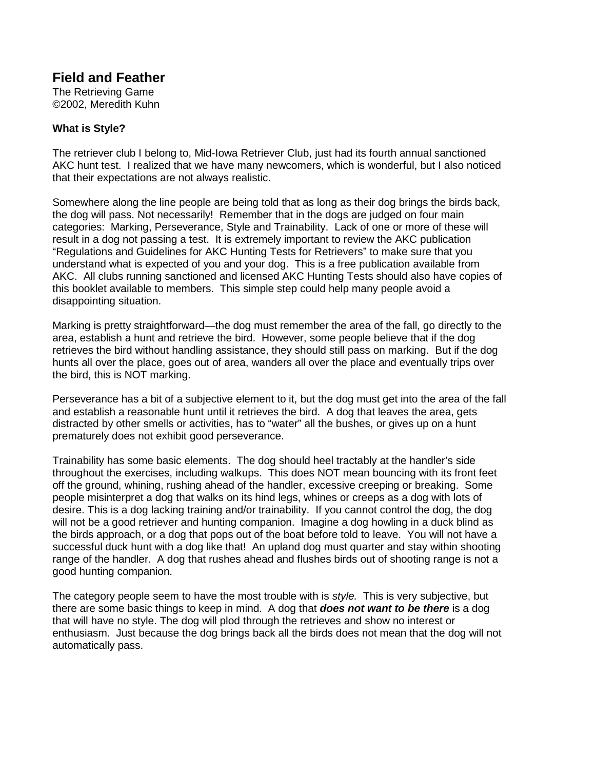# Field and Feather

The Retrieving Game
©2002, Meredith Kuhn

**What is Style?**

The retriever club I belong to, Mid-Iowa Retriever Club, just had its fourth annual sanctioned AKC hunt test. I realized that we have many newcomers, which is wonderful, but I also noticed that their expectations are not always realistic.

Somewhere along the line people are being told that as long as their dog brings the birds back, the dog will pass. Not necessarily! Remember that in the dogs are judged on four main categories: Marking, Perseverance, Style and Trainability. Lack of one or more of these will result in a dog not passing a test. It is extremely important to review the AKC publication "Regulations and Guidelines for AKC Hunting Tests for Retrievers" to make sure that you understand what is expected of you and your dog. This is a free publication available from AKC. All clubs running sanctioned and licensed AKC Hunting Tests should also have copies of this booklet available to members. This simple step could help many people avoid a disappointing situation.

Marking is pretty straightforward—the dog must remember the area of the fall, go directly to the area, establish a hunt and retrieve the bird. However, some people believe that if the dog retrieves the bird without handling assistance, they should still pass on marking. But if the dog hunts all over the place, goes out of area, wanders all over the place and eventually trips over the bird, this is NOT marking.

Perseverance has a bit of a subjective element to it, but the dog must get into the area of the fall and establish a reasonable hunt until it retrieves the bird. A dog that leaves the area, gets distracted by other smells or activities, has to "water" all the bushes, or gives up on a hunt prematurely does not exhibit good perseverance.

Trainability has some basic elements. The dog should heel tractably at the handler's side throughout the exercises, including walkups. This does NOT mean bouncing with its front feet off the ground, whining, rushing ahead of the handler, excessive creeping or breaking. Some people misinterpret a dog that walks on its hind legs, whines or creeps as a dog with lots of desire. This is a dog lacking training and/or trainability. If you cannot control the dog, the dog will not be a good retriever and hunting companion. Imagine a dog howling in a duck blind as the birds approach, or a dog that pops out of the boat before told to leave. You will not have a successful duck hunt with a dog like that! An upland dog must quarter and stay within shooting range of the handler. A dog that rushes ahead and flushes birds out of shooting range is not a good hunting companion.

The category people seem to have the most trouble with is *style.* This is very subjective, but there are some basic things to keep in mind. A dog that ***does not want to be there*** is a dog that will have no style. The dog will plod through the retrieves and show no interest or enthusiasm. Just because the dog brings back all the birds does not mean that the dog will not automatically pass.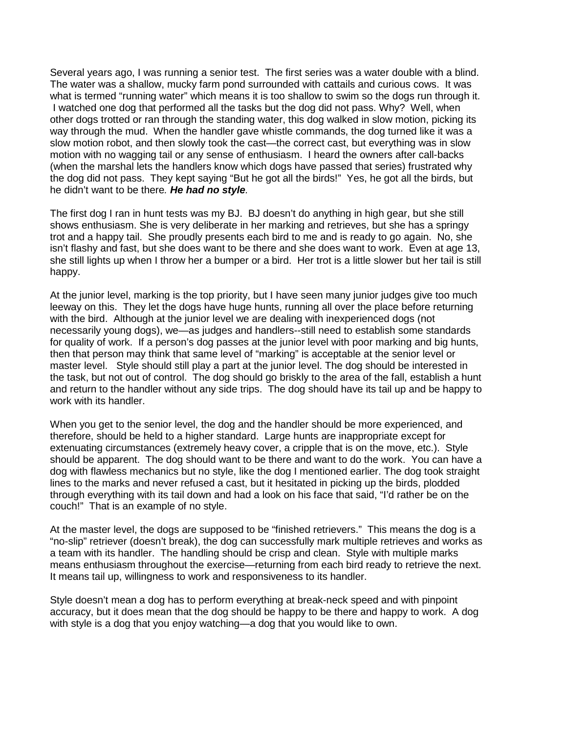Several years ago, I was running a senior test. The first series was a water double with a blind. The water was a shallow, mucky farm pond surrounded with cattails and curious cows. It was what is termed "running water" which means it is too shallow to swim so the dogs run through it. I watched one dog that performed all the tasks but the dog did not pass. Why? Well, when other dogs trotted or ran through the standing water, this dog walked in slow motion, picking its way through the mud. When the handler gave whistle commands, the dog turned like it was a slow motion robot, and then slowly took the cast—the correct cast, but everything was in slow motion with no wagging tail or any sense of enthusiasm. I heard the owners after call-backs (when the marshal lets the handlers know which dogs have passed that series) frustrated why the dog did not pass. They kept saying "But he got all the birds!" Yes, he got all the birds, but he didn't want to be there. ***He had no style***.

The first dog I ran in hunt tests was my BJ. BJ doesn't do anything in high gear, but she still shows enthusiasm. She is very deliberate in her marking and retrieves, but she has a springy trot and a happy tail. She proudly presents each bird to me and is ready to go again. No, she isn't flashy and fast, but she does want to be there and she does want to work. Even at age 13, she still lights up when I throw her a bumper or a bird. Her trot is a little slower but her tail is still happy.

At the junior level, marking is the top priority, but I have seen many junior judges give too much leeway on this. They let the dogs have huge hunts, running all over the place before returning with the bird. Although at the junior level we are dealing with inexperienced dogs (not necessarily young dogs), we—as judges and handlers--still need to establish some standards for quality of work. If a person's dog passes at the junior level with poor marking and big hunts, then that person may think that same level of "marking" is acceptable at the senior level or master level. Style should still play a part at the junior level. The dog should be interested in the task, but not out of control. The dog should go briskly to the area of the fall, establish a hunt and return to the handler without any side trips. The dog should have its tail up and be happy to work with its handler.

When you get to the senior level, the dog and the handler should be more experienced, and therefore, should be held to a higher standard. Large hunts are inappropriate except for extenuating circumstances (extremely heavy cover, a cripple that is on the move, etc.). Style should be apparent. The dog should want to be there and want to do the work. You can have a dog with flawless mechanics but no style, like the dog I mentioned earlier. The dog took straight lines to the marks and never refused a cast, but it hesitated in picking up the birds, plodded through everything with its tail down and had a look on his face that said, "I'd rather be on the couch!" That is an example of no style.

At the master level, the dogs are supposed to be "finished retrievers." This means the dog is a "no-slip" retriever (doesn't break), the dog can successfully mark multiple retrieves and works as a team with its handler. The handling should be crisp and clean. Style with multiple marks means enthusiasm throughout the exercise—returning from each bird ready to retrieve the next. It means tail up, willingness to work and responsiveness to its handler.

Style doesn't mean a dog has to perform everything at break-neck speed and with pinpoint accuracy, but it does mean that the dog should be happy to be there and happy to work. A dog with style is a dog that you enjoy watching—a dog that you would like to own.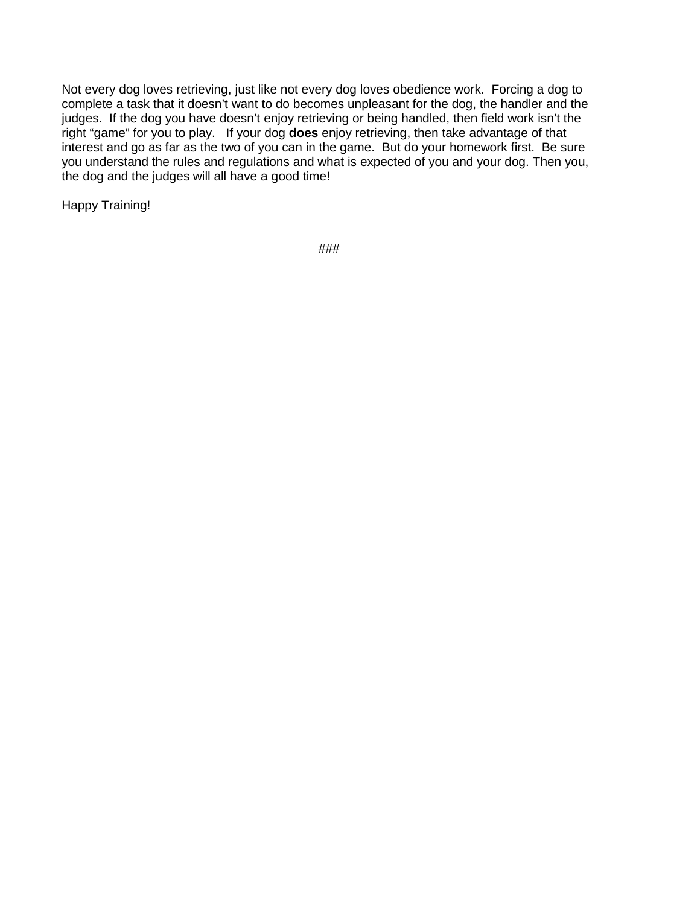Not every dog loves retrieving, just like not every dog loves obedience work. Forcing a dog to complete a task that it doesn't want to do becomes unpleasant for the dog, the handler and the judges. If the dog you have doesn't enjoy retrieving or being handled, then field work isn't the right "game" for you to play. If your dog **does** enjoy retrieving, then take advantage of that interest and go as far as the two of you can in the game. But do your homework first. Be sure you understand the rules and regulations and what is expected of you and your dog. Then you, the dog and the judges will all have a good time!

Happy Training!

###